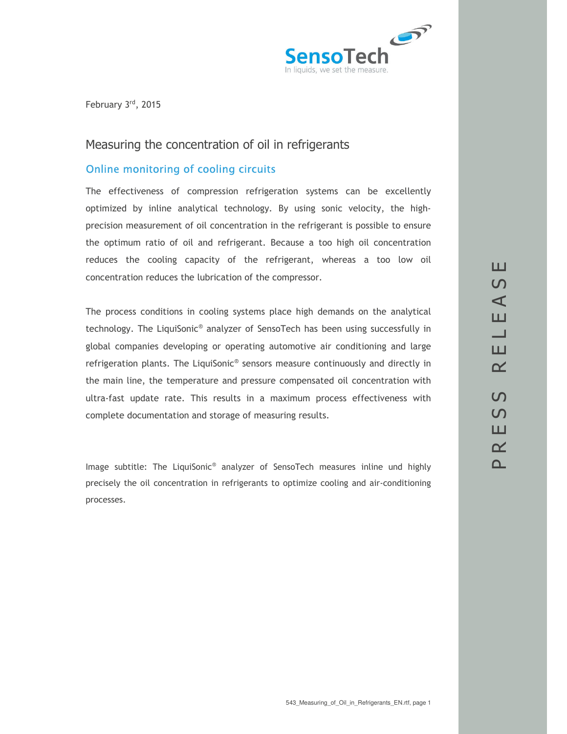SensoTech
In liquids, we set the measure.

February 3rd, 2015

# Measuring the concentration of oil in refrigerants

## Online monitoring of cooling circuits

The effectiveness of compression refrigeration systems can be excellently optimized by inline analytical technology. By using sonic velocity, the high-precision measurement of oil concentration in the refrigerant is possible to ensure the optimum ratio of oil and refrigerant. Because a too high oil concentration reduces the cooling capacity of the refrigerant, whereas a too low oil concentration reduces the lubrication of the compressor.

The process conditions in cooling systems place high demands on the analytical technology. The LiquiSonic® analyzer of SensoTech has been using successfully in global companies developing or operating automotive air conditioning and large refrigeration plants. The LiquiSonic® sensors measure continuously and directly in the main line, the temperature and pressure compensated oil concentration with ultra-fast update rate. This results in a maximum process effectiveness with complete documentation and storage of measuring results.

Image subtitle: The LiquiSonic® analyzer of SensoTech measures inline und highly precisely the oil concentration in refrigerants to optimize cooling and air-conditioning processes.

PRESS RELEASE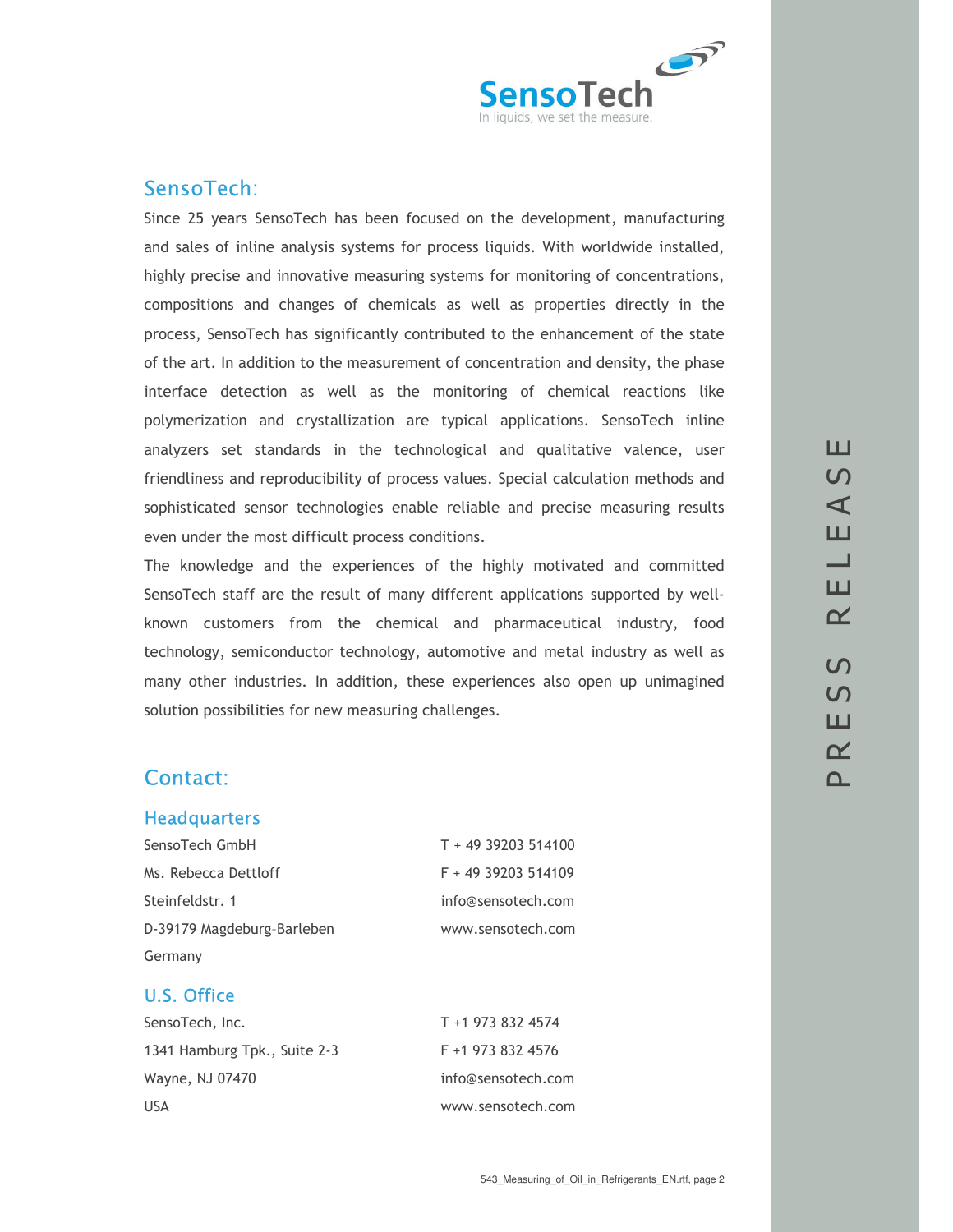## SensoTech:

Since 25 years SensoTech has been focused on the development, manufacturing and sales of inline analysis systems for process liquids. With worldwide installed, highly precise and innovative measuring systems for monitoring of concentrations, compositions and changes of chemicals as well as properties directly in the process, SensoTech has significantly contributed to the enhancement of the state of the art. In addition to the measurement of concentration and density, the phase interface detection as well as the monitoring of chemical reactions like polymerization and crystallization are typical applications. SensoTech inline analyzers set standards in the technological and qualitative valence, user friendliness and reproducibility of process values. Special calculation methods and sophisticated sensor technologies enable reliable and precise measuring results even under the most difficult process conditions.

The knowledge and the experiences of the highly motivated and committed SensoTech staff are the result of many different applications supported by well-known customers from the chemical and pharmaceutical industry, food technology, semiconductor technology, automotive and metal industry as well as many other industries. In addition, these experiences also open up unimagined solution possibilities for new measuring challenges.

## Contact:

### Headquarters

SensoTech GmbH
Ms. Rebecca Dettloff
Steinfeldstr. 1
D-39179 Magdeburg-Barleben
Germany

T + 49 39203 514100
F + 49 39203 514109
info@sensotech.com
www.sensotech.com

### U.S. Office

SensoTech, Inc.
1341 Hamburg Tpk., Suite 2-3
Wayne, NJ 07470
USA

T +1 973 832 4574
F +1 973 832 4576
info@sensotech.com
www.sensotech.com